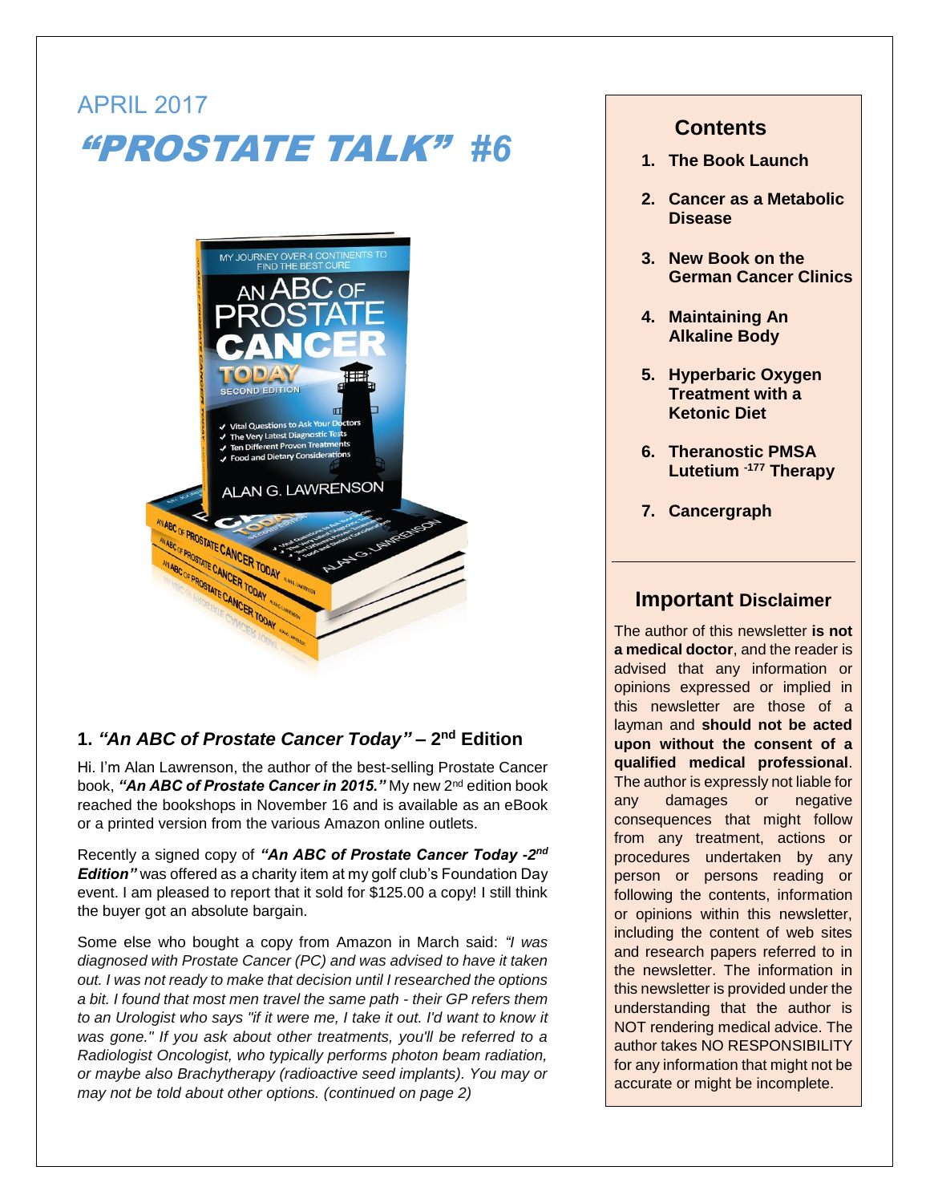# APRIL 2017

# *"PROSTATE TALK"* #6

## 1. *"An ABC of Prostate Cancer Today"* – 2nd Edition

Hi. I'm Alan Lawrenson, the author of the best-selling Prostate Cancer book, ***"An ABC of Prostate Cancer in 2015."*** My new 2nd edition book reached the bookshops in November 16 and is available as an eBook or a printed version from the various Amazon online outlets.

Recently a signed copy of ***"An ABC of Prostate Cancer Today -2nd Edition"*** was offered as a charity item at my golf club's Foundation Day event. I am pleased to report that it sold for $125.00 a copy! I still think the buyer got an absolute bargain.

Some else who bought a copy from Amazon in March said: *"I was diagnosed with Prostate Cancer (PC) and was advised to have it taken out. I was not ready to make that decision until I researched the options a bit. I found that most men travel the same path - their GP refers them to an Urologist who says "if it were me, I take it out. I'd want to know it was gone." If you ask about other treatments, you'll be referred to a Radiologist Oncologist, who typically performs photon beam radiation, or maybe also Brachytherapy (radioactive seed implants). You may or may not be told about other options. (continued on page 2)*

## Contents

1. **The Book Launch**
2. **Cancer as a Metabolic Disease**
3. **New Book on the German Cancer Clinics**
4. **Maintaining An Alkaline Body**
5. **Hyperbaric Oxygen Treatment with a Ketonic Diet**
6. **Theranostic PMSA Lutetium -177 Therapy**
7. **Cancergraph**

---

## Important Disclaimer

The author of this newsletter **is not a medical doctor**, and the reader is advised that any information or opinions expressed or implied in this newsletter are those of a layman and **should not be acted upon without the consent of a qualified medical professional**. The author is expressly not liable for any damages or negative consequences that might follow from any treatment, actions or procedures undertaken by any person or persons reading or following the contents, information or opinions within this newsletter, including the content of web sites and research papers referred to in the newsletter. The information in this newsletter is provided under the understanding that the author is NOT rendering medical advice. The author takes NO RESPONSIBILITY for any information that might not be accurate or might be incomplete.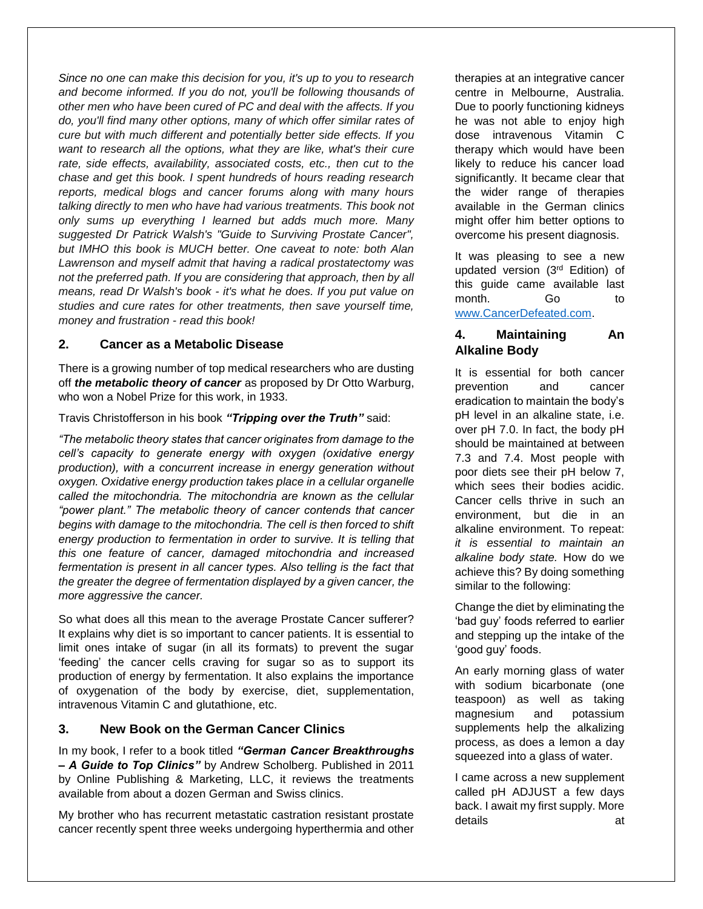*Since no one can make this decision for you, it's up to you to research and become informed. If you do not, you'll be following thousands of other men who have been cured of PC and deal with the affects. If you do, you'll find many other options, many of which offer similar rates of cure but with much different and potentially better side effects. If you want to research all the options, what they are like, what's their cure rate, side effects, availability, associated costs, etc., then cut to the chase and get this book. I spent hundreds of hours reading research reports, medical blogs and cancer forums along with many hours talking directly to men who have had various treatments. This book not only sums up everything I learned but adds much more. Many suggested Dr Patrick Walsh's "Guide to Surviving Prostate Cancer", but IMHO this book is MUCH better. One caveat to note: both Alan Lawrenson and myself admit that having a radical prostatectomy was not the preferred path. If you are considering that approach, then by all means, read Dr Walsh's book - it's what he does. If you put value on studies and cure rates for other treatments, then save yourself time, money and frustration - read this book!*

## 2. Cancer as a Metabolic Disease

There is a growing number of top medical researchers who are dusting off ***the metabolic theory of cancer*** as proposed by Dr Otto Warburg, who won a Nobel Prize for this work, in 1933.

Travis Christofferson in his book ***"Tripping over the Truth"*** said:

*"The metabolic theory states that cancer originates from damage to the cell's capacity to generate energy with oxygen (oxidative energy production), with a concurrent increase in energy generation without oxygen. Oxidative energy production takes place in a cellular organelle called the mitochondria. The mitochondria are known as the cellular "power plant." The metabolic theory of cancer contends that cancer begins with damage to the mitochondria. The cell is then forced to shift energy production to fermentation in order to survive. It is telling that this one feature of cancer, damaged mitochondria and increased fermentation is present in all cancer types. Also telling is the fact that the greater the degree of fermentation displayed by a given cancer, the more aggressive the cancer.*

So what does all this mean to the average Prostate Cancer sufferer? It explains why diet is so important to cancer patients. It is essential to limit ones intake of sugar (in all its formats) to prevent the sugar 'feeding' the cancer cells craving for sugar so as to support its production of energy by fermentation. It also explains the importance of oxygenation of the body by exercise, diet, supplementation, intravenous Vitamin C and glutathione, etc.

## 3. New Book on the German Cancer Clinics

In my book, I refer to a book titled ***"German Cancer Breakthroughs – A Guide to Top Clinics"*** by Andrew Scholberg. Published in 2011 by Online Publishing & Marketing, LLC, it reviews the treatments available from about a dozen German and Swiss clinics.

My brother who has recurrent metastatic castration resistant prostate cancer recently spent three weeks undergoing hyperthermia and other therapies at an integrative cancer centre in Melbourne, Australia. Due to poorly functioning kidneys he was not able to enjoy high dose intravenous Vitamin C therapy which would have been likely to reduce his cancer load significantly. It became clear that the wider range of therapies available in the German clinics might offer him better options to overcome his present diagnosis.

It was pleasing to see a new updated version (3rd Edition) of this guide came available last month. Go to www.CancerDefeated.com.

## 4. Maintaining An Alkaline Body

It is essential for both cancer prevention and cancer eradication to maintain the body's pH level in an alkaline state, i.e. over pH 7.0. In fact, the body pH should be maintained at between 7.3 and 7.4. Most people with poor diets see their pH below 7, which sees their bodies acidic. Cancer cells thrive in such an environment, but die in an alkaline environment. To repeat: *it is essential to maintain an alkaline body state.* How do we achieve this? By doing something similar to the following:

Change the diet by eliminating the 'bad guy' foods referred to earlier and stepping up the intake of the 'good guy' foods.

An early morning glass of water with sodium bicarbonate (one teaspoon) as well as taking magnesium and potassium supplements help the alkalizing process, as does a lemon a day squeezed into a glass of water.

I came across a new supplement called pH ADJUST a few days back. I await my first supply. More details at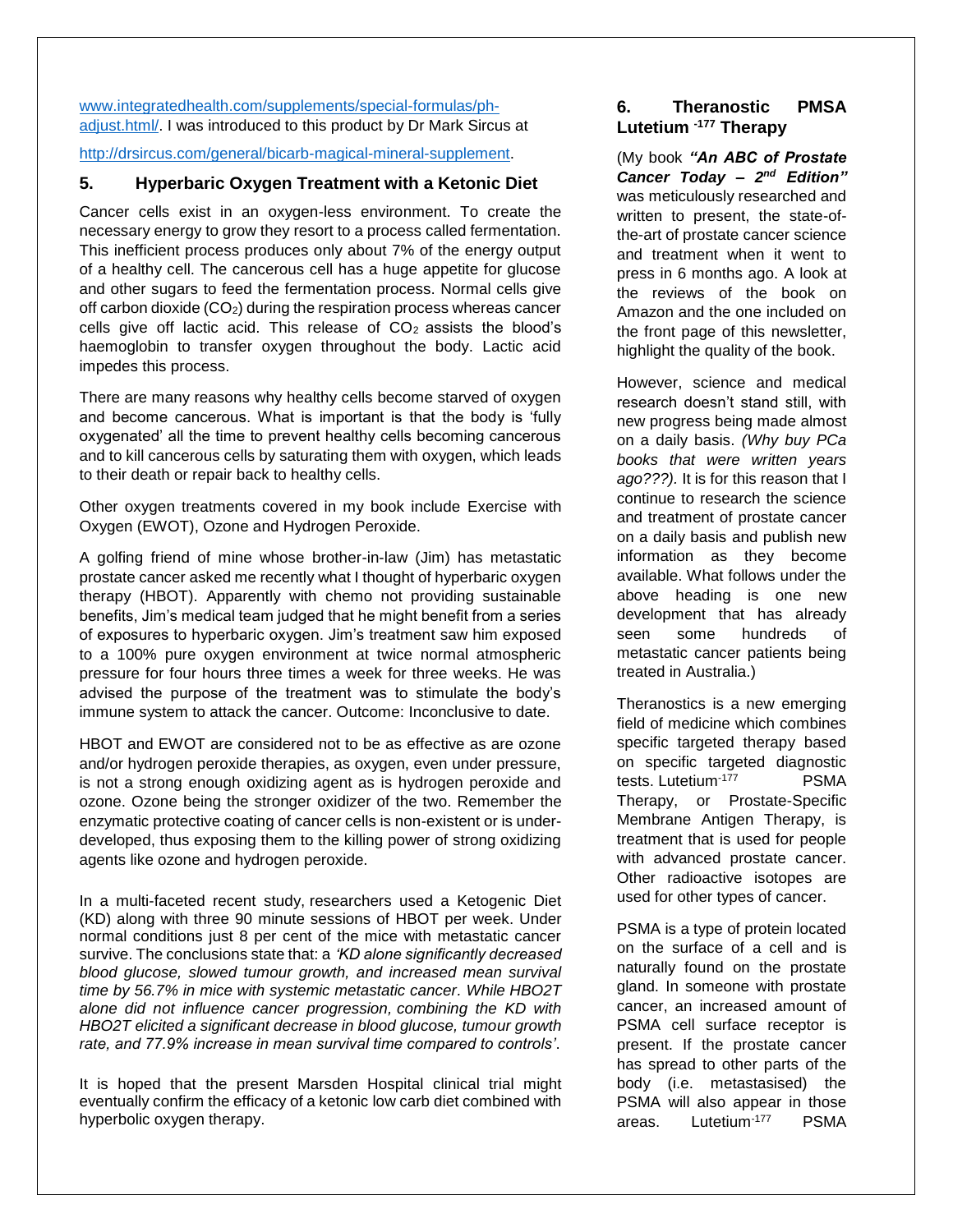[www.integratedhealth.com/supplements/special-formulas/ph-adjust.html/](http://www.integratedhealth.com/supplements/special-formulas/ph-adjust.html/). I was introduced to this product by Dr Mark Sircus at [http://drsircus.com/general/bicarb-magical-mineral-supplement](http://drsircus.com/general/bicarb-magical-mineral-supplement).

## 5. Hyperbaric Oxygen Treatment with a Ketonic Diet

Cancer cells exist in an oxygen-less environment. To create the necessary energy to grow they resort to a process called fermentation. This inefficient process produces only about 7% of the energy output of a healthy cell. The cancerous cell has a huge appetite for glucose and other sugars to feed the fermentation process. Normal cells give off carbon dioxide ($CO_2$) during the respiration process whereas cancer cells give off lactic acid. This release of $CO_2$ assists the blood's haemoglobin to transfer oxygen throughout the body. Lactic acid impedes this process.

There are many reasons why healthy cells become starved of oxygen and become cancerous. What is important is that the body is 'fully oxygenated' all the time to prevent healthy cells becoming cancerous and to kill cancerous cells by saturating them with oxygen, which leads to their death or repair back to healthy cells.

Other oxygen treatments covered in my book include Exercise with Oxygen (EWOT), Ozone and Hydrogen Peroxide.

A golfing friend of mine whose brother-in-law (Jim) has metastatic prostate cancer asked me recently what I thought of hyperbaric oxygen therapy (HBOT). Apparently with chemo not providing sustainable benefits, Jim's medical team judged that he might benefit from a series of exposures to hyperbaric oxygen. Jim's treatment saw him exposed to a 100% pure oxygen environment at twice normal atmospheric pressure for four hours three times a week for three weeks. He was advised the purpose of the treatment was to stimulate the body's immune system to attack the cancer. Outcome: Inconclusive to date.

HBOT and EWOT are considered not to be as effective as are ozone and/or hydrogen peroxide therapies, as oxygen, even under pressure, is not a strong enough oxidizing agent as is hydrogen peroxide and ozone. Ozone being the stronger oxidizer of the two. Remember the enzymatic protective coating of cancer cells is non-existent or is under-developed, thus exposing them to the killing power of strong oxidizing agents like ozone and hydrogen peroxide.

In a multi-faceted recent study, researchers used a Ketogenic Diet (KD) along with three 90 minute sessions of HBOT per week. Under normal conditions just 8 per cent of the mice with metastatic cancer survive. The conclusions state that: a *'KD alone significantly decreased blood glucose, slowed tumour growth, and increased mean survival time by 56.7% in mice with systemic metastatic cancer. While HBO2T alone did not influence cancer progression, combining the KD with HBO2T elicited a significant decrease in blood glucose, tumour growth rate, and 77.9% increase in mean survival time compared to controls'*.

It is hoped that the present Marsden Hospital clinical trial might eventually confirm the efficacy of a ketonic low carb diet combined with hyperbolic oxygen therapy.

## 6. Theranostic PMSA Lutetium $^{-177}$ Therapy

(My book ***"An ABC of Prostate Cancer Today – 2nd Edition"*** was meticulously researched and written to present, the state-of-the-art of prostate cancer science and treatment when it went to press in 6 months ago. A look at the reviews of the book on Amazon and the one included on the front page of this newsletter, highlight the quality of the book.

However, science and medical research doesn't stand still, with new progress being made almost on a daily basis. *(Why buy PCa books that were written years ago???).* It is for this reason that I continue to research the science and treatment of prostate cancer on a daily basis and publish new information as they become available. What follows under the above heading is one new development that has already seen some hundreds of metastatic cancer patients being treated in Australia.)

Theranostics is a new emerging field of medicine which combines specific targeted therapy based on specific targeted diagnostic tests. Lutetium$^{-177}$ PSMA Therapy, or Prostate-Specific Membrane Antigen Therapy, is treatment that is used for people with advanced prostate cancer. Other radioactive isotopes are used for other types of cancer.

PSMA is a type of protein located on the surface of a cell and is naturally found on the prostate gland. In someone with prostate cancer, an increased amount of PSMA cell surface receptor is present. If the prostate cancer has spread to other parts of the body (i.e. metastasised) the PSMA will also appear in those areas. Lutetium$^{-177}$ PSMA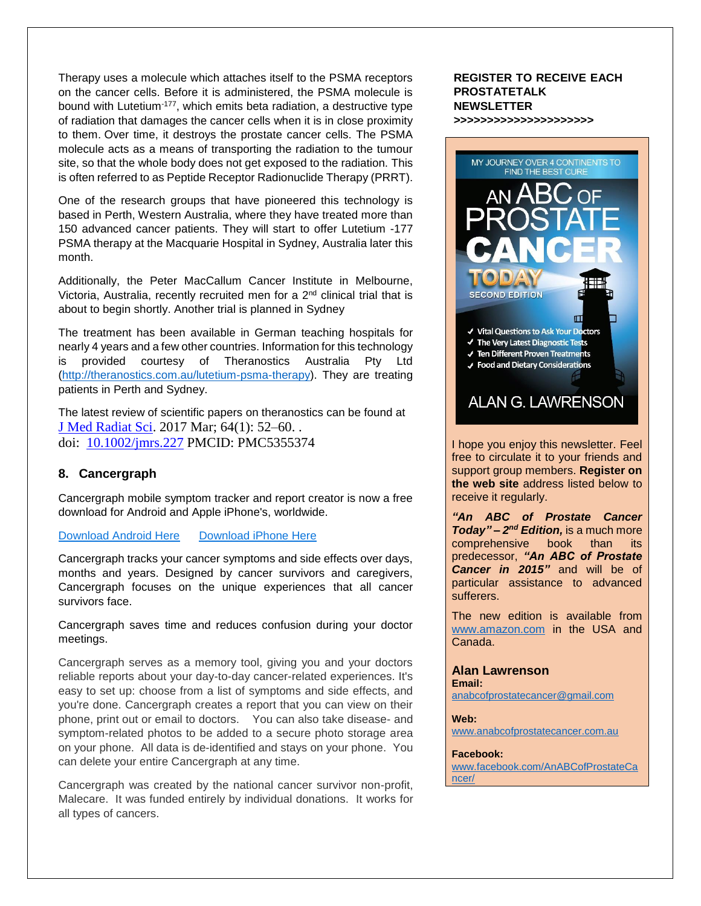Therapy uses a molecule which attaches itself to the PSMA receptors on the cancer cells. Before it is administered, the PSMA molecule is bound with Lutetium-177, which emits beta radiation, a destructive type of radiation that damages the cancer cells when it is in close proximity to them. Over time, it destroys the prostate cancer cells. The PSMA molecule acts as a means of transporting the radiation to the tumour site, so that the whole body does not get exposed to the radiation. This is often referred to as Peptide Receptor Radionuclide Therapy (PRRT).

One of the research groups that have pioneered this technology is based in Perth, Western Australia, where they have treated more than 150 advanced cancer patients. They will start to offer Lutetium -177 PSMA therapy at the Macquarie Hospital in Sydney, Australia later this month.

Additionally, the Peter MacCallum Cancer Institute in Melbourne, Victoria, Australia, recently recruited men for a 2nd clinical trial that is about to begin shortly. Another trial is planned in Sydney

The treatment has been available in German teaching hospitals for nearly 4 years and a few other countries. Information for this technology is provided courtesy of Theranostics Australia Pty Ltd (http://theranostics.com.au/lutetium-psma-therapy). They are treating patients in Perth and Sydney.

The latest review of scientific papers on theranostics can be found at J Med Radiat Sci. 2017 Mar; 64(1): 52–60. . doi: 10.1002/jmrs.227 PMCID: PMC5355374

## 8. Cancergraph

Cancergraph mobile symptom tracker and report creator is now a free download for Android and Apple iPhone's, worldwide.

Download Android Here     Download iPhone Here

Cancergraph tracks your cancer symptoms and side effects over days, months and years. Designed by cancer survivors and caregivers, Cancergraph focuses on the unique experiences that all cancer survivors face.

Cancergraph saves time and reduces confusion during your doctor meetings.

Cancergraph serves as a memory tool, giving you and your doctors reliable reports about your day-to-day cancer-related experiences. It's easy to set up: choose from a list of symptoms and side effects, and you're done. Cancergraph creates a report that you can view on their phone, print out or email to doctors. You can also take disease- and symptom-related photos to be added to a secure photo storage area on your phone. All data is de-identified and stays on your phone. You can delete your entire Cancergraph at any time.

Cancergraph was created by the national cancer survivor non-profit, Malecare. It was funded entirely by individual donations. It works for all types of cancers.

**REGISTER TO RECEIVE EACH PROSTATETALK NEWSLETTER >>>>>>>>>>>>>>>>>>>>>**

MY JOURNEY OVER 4 CONTINENTS TO FIND THE BEST CURE

AN ABC OF PROSTATE CANCER TODAY

SECOND EDITION

- ✓ Vital Questions to Ask Your Doctors
- ✓ The Very Latest Diagnostic Tests
- ✓ Ten Different Proven Treatments
- ✓ Food and Dietary Considerations

ALAN G. LAWRENSON

I hope you enjoy this newsletter. Feel free to circulate it to your friends and support group members. **Register on the web site** address listed below to receive it regularly.

***"An ABC of Prostate Cancer Today" – 2nd Edition,*** is a much more comprehensive book than its predecessor, ***"An ABC of Prostate Cancer in 2015"*** and will be of particular assistance to advanced sufferers.

The new edition is available from www.amazon.com in the USA and Canada.

**Alan Lawrenson**

**Email:**
anabcofprostatecancer@gmail.com

**Web:**
www.anabcofprostatecancer.com.au

**Facebook:**
www.facebook.com/AnABCofProstateCancer/